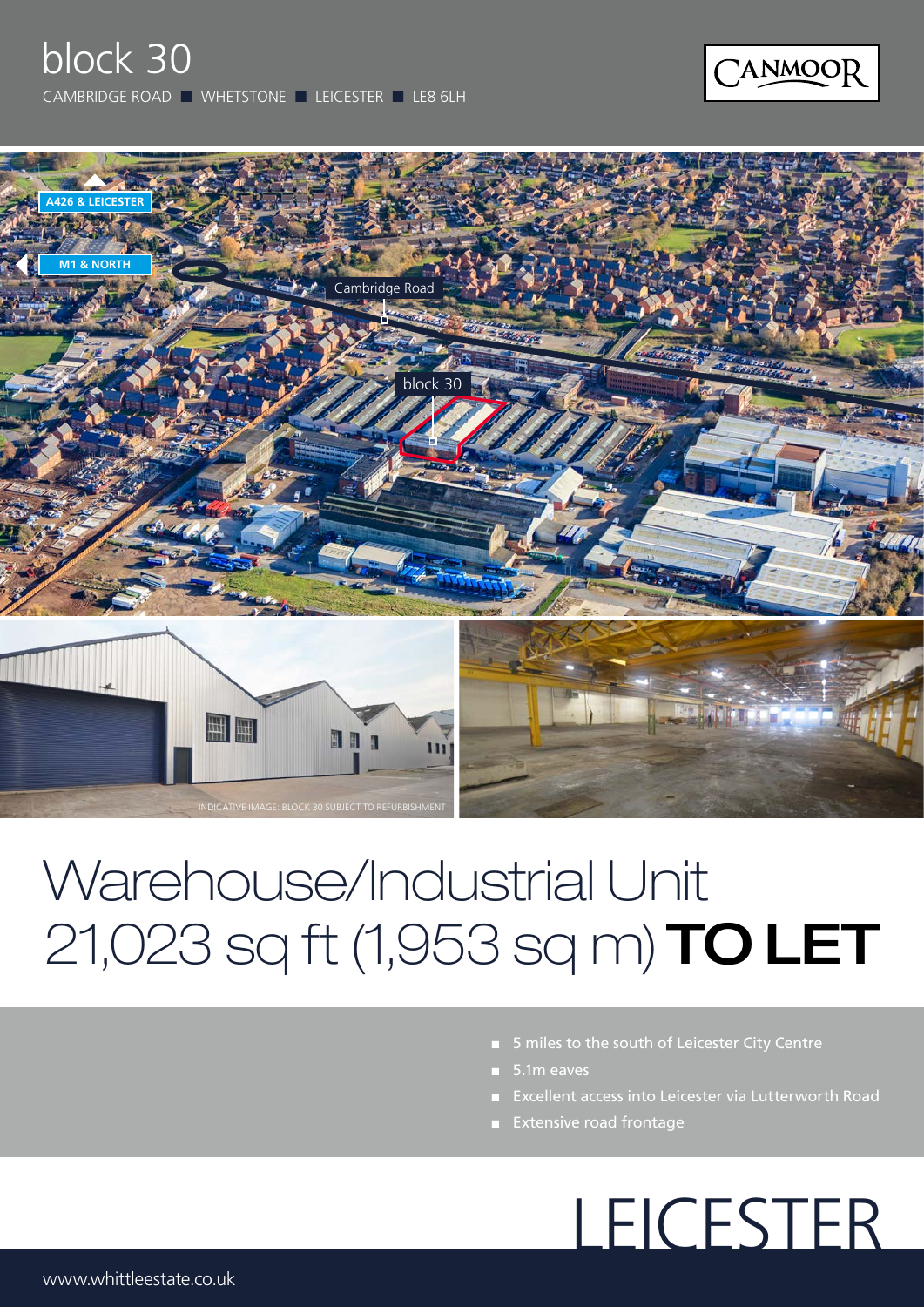# block 30

CAMBRIDGE ROAD ■ WHETSTONE ■ LEICESTER ■ LE8 6LH

CANMOOR

A426 & LEICESTER

M1 & NORTH

Cambridge Road

block 30

INDICATIVE IMAGE: BLOCK 30 SUBJECT TO REFURBISHMENT

## Warehouse/Industrial Unit
## 21,023 sq ft (1,953 sq m) **TO LET**

- 5 miles to the south of Leicester City Centre
- 5.1m eaves
- Excellent access into Leicester via Lutterworth Road
- Extensive road frontage

LEICESTER

www.whittleestate.co.uk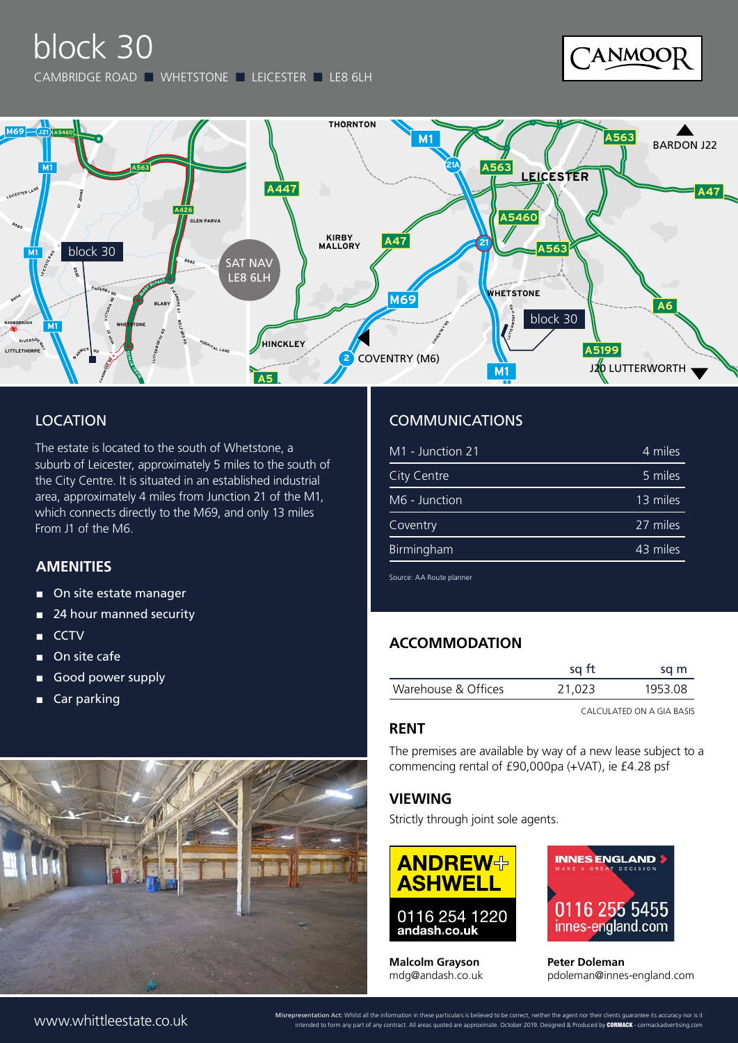# block 30

CAMBRIDGE ROAD ■ WHETSTONE ■ LEICESTER ■ LE8 6LH

CANMOOR

SAT NAV LE8 6LH

## LOCATION

The estate is located to the south of Whetstone, a suburb of Leicester, approximately 5 miles to the south of the City Centre. It is situated in an established industrial area, approximately 4 miles from Junction 21 of the M1, which connects directly to the M69, and only 13 miles From J1 of the M6.

## AMENITIES

- On site estate manager
- 24 hour manned security
- CCTV
- On site cafe
- Good power supply
- Car parking

## COMMUNICATIONS

| | |
|---|---|
| M1 - Junction 21 | 4 miles |
| City Centre | 5 miles |
| M6 - Junction | 13 miles |
| Coventry | 27 miles |
| Birmingham | 43 miles |

Source: AA Route planner

## ACCOMMODATION

| | sq ft | sq m |
|---|---|---|
| Warehouse & Offices | 21,023 | 1953.08 |

CALCULATED ON A GIA BASIS

## RENT

The premises are available by way of a new lease subject to a commencing rental of £90,000pa (+VAT), ie £4.28 psf

## VIEWING

Strictly through joint sole agents.

ANDREW ASHWELL
0116 254 1220
andash.co.uk

**Malcolm Grayson**
mdg@andash.co.uk

INNES ENGLAND
MAKE A GREAT DECISION
0116 255 5455
innes-england.com

**Peter Doleman**
pdoleman@innes-england.com

www.whittleestate.co.uk

Misrepresentation Act: Whilst all the information in these particulars is believed to be correct, neither the agent nor their clients guarantee its accuracy nor is it intended to form any part of any contract. All areas quoted are approximate. October 2019. Designed & Produced by CORMACK - cormackadvertising.com